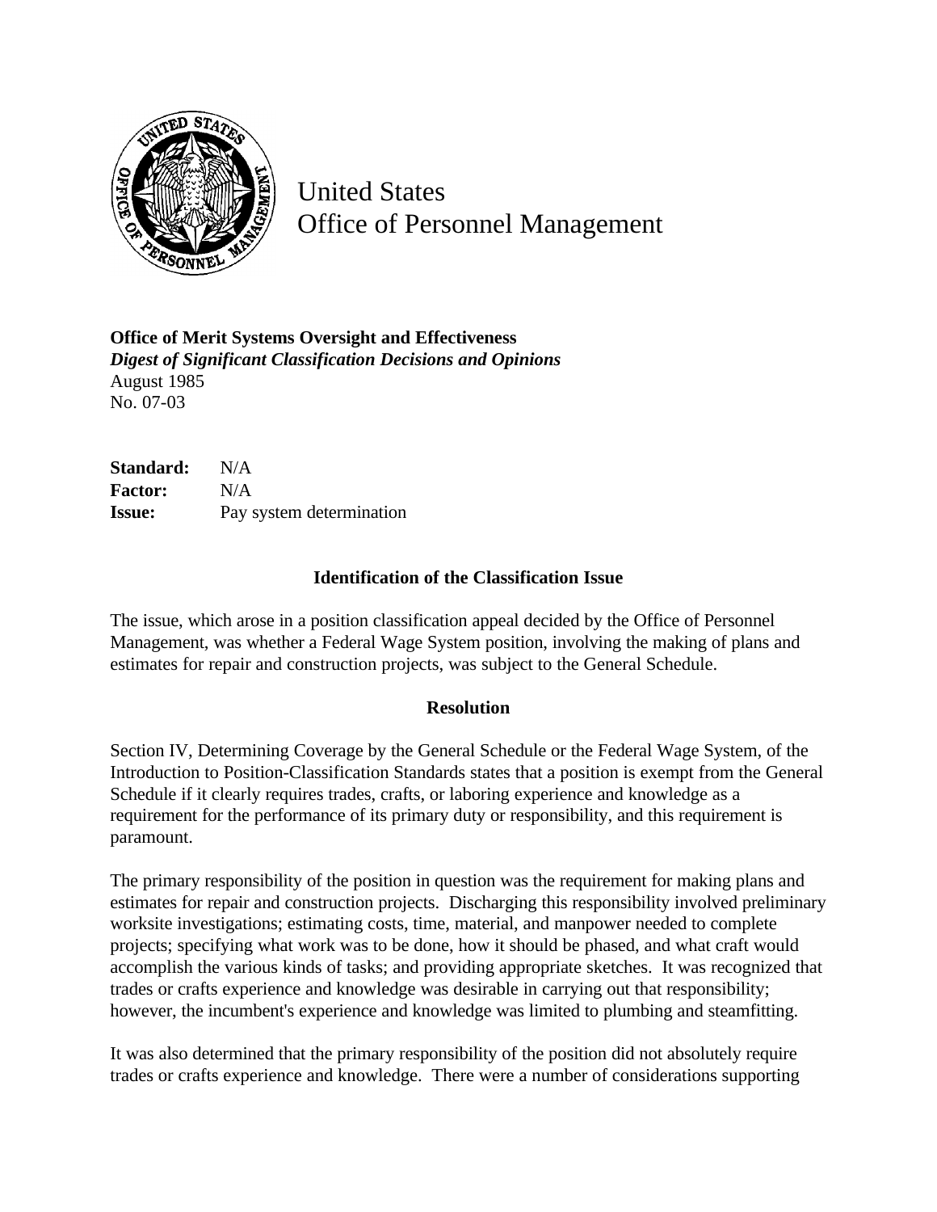United States
Office of Personnel Management

**Office of Merit Systems Oversight and Effectiveness**
***Digest of Significant Classification Decisions and Opinions***
August 1985
No. 07-03

**Standard:** N/A
**Factor:** N/A
**Issue:** Pay system determination

## Identification of the Classification Issue

The issue, which arose in a position classification appeal decided by the Office of Personnel Management, was whether a Federal Wage System position, involving the making of plans and estimates for repair and construction projects, was subject to the General Schedule.

## Resolution

Section IV, Determining Coverage by the General Schedule or the Federal Wage System, of the Introduction to Position-Classification Standards states that a position is exempt from the General Schedule if it clearly requires trades, crafts, or laboring experience and knowledge as a requirement for the performance of its primary duty or responsibility, and this requirement is paramount.

The primary responsibility of the position in question was the requirement for making plans and estimates for repair and construction projects. Discharging this responsibility involved preliminary worksite investigations; estimating costs, time, material, and manpower needed to complete projects; specifying what work was to be done, how it should be phased, and what craft would accomplish the various kinds of tasks; and providing appropriate sketches. It was recognized that trades or crafts experience and knowledge was desirable in carrying out that responsibility; however, the incumbent's experience and knowledge was limited to plumbing and steamfitting.

It was also determined that the primary responsibility of the position did not absolutely require trades or crafts experience and knowledge. There were a number of considerations supporting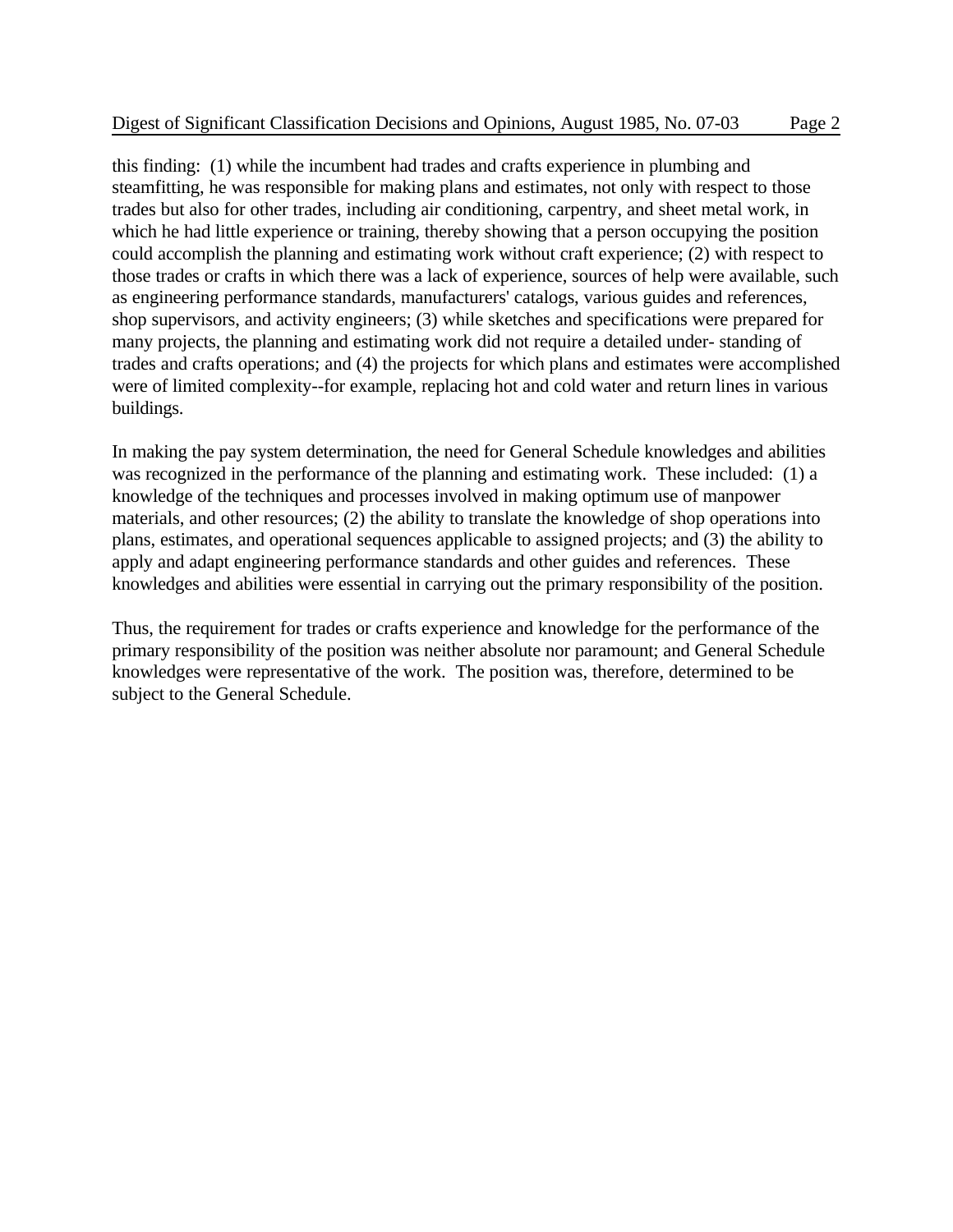this finding: (1) while the incumbent had trades and crafts experience in plumbing and steamfitting, he was responsible for making plans and estimates, not only with respect to those trades but also for other trades, including air conditioning, carpentry, and sheet metal work, in which he had little experience or training, thereby showing that a person occupying the position could accomplish the planning and estimating work without craft experience; (2) with respect to those trades or crafts in which there was a lack of experience, sources of help were available, such as engineering performance standards, manufacturers' catalogs, various guides and references, shop supervisors, and activity engineers; (3) while sketches and specifications were prepared for many projects, the planning and estimating work did not require a detailed under- standing of trades and crafts operations; and (4) the projects for which plans and estimates were accomplished were of limited complexity--for example, replacing hot and cold water and return lines in various buildings.

In making the pay system determination, the need for General Schedule knowledges and abilities was recognized in the performance of the planning and estimating work. These included: (1) a knowledge of the techniques and processes involved in making optimum use of manpower materials, and other resources; (2) the ability to translate the knowledge of shop operations into plans, estimates, and operational sequences applicable to assigned projects; and (3) the ability to apply and adapt engineering performance standards and other guides and references. These knowledges and abilities were essential in carrying out the primary responsibility of the position.

Thus, the requirement for trades or crafts experience and knowledge for the performance of the primary responsibility of the position was neither absolute nor paramount; and General Schedule knowledges were representative of the work. The position was, therefore, determined to be subject to the General Schedule.